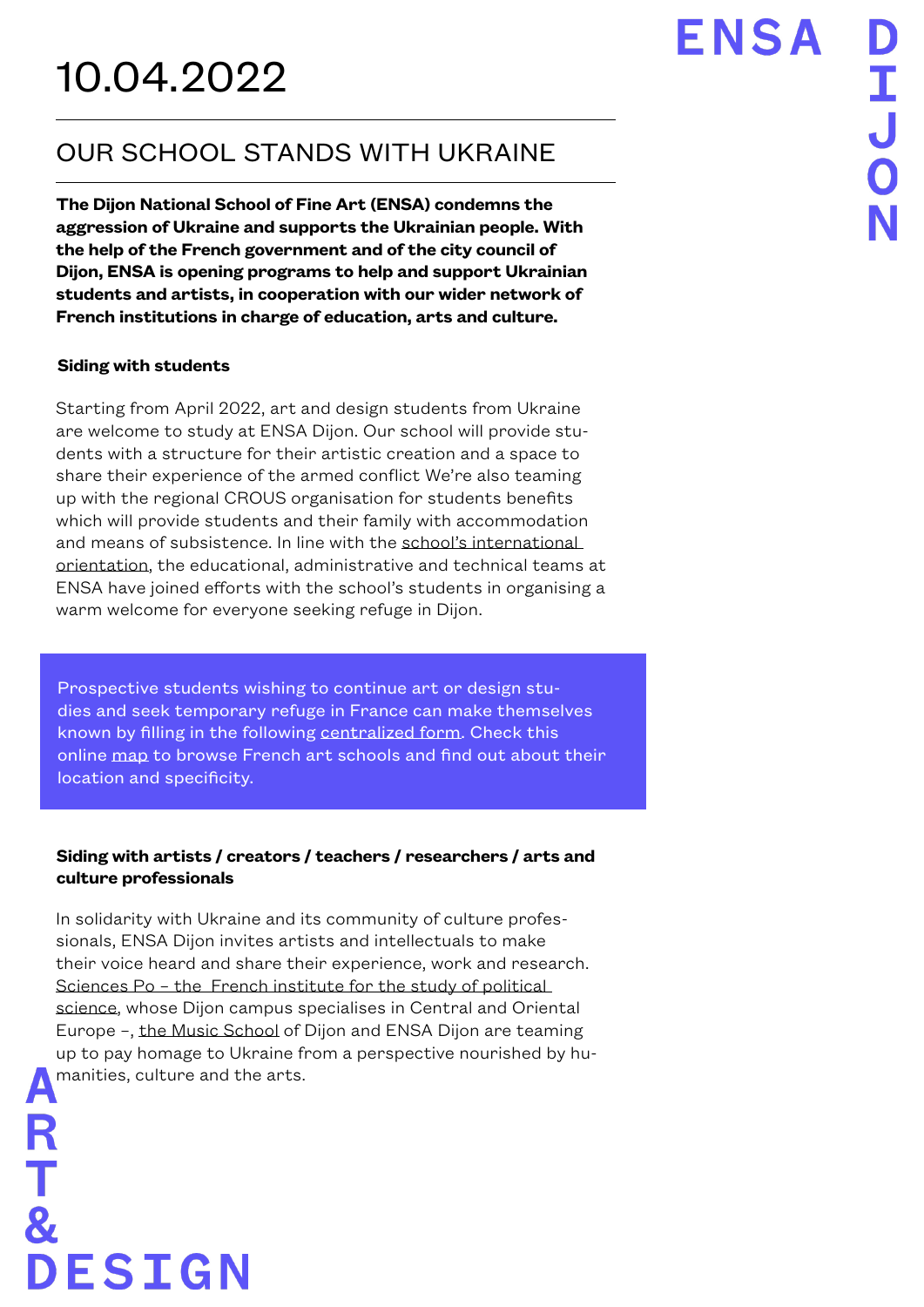# 10.04.2022

## OUR SCHOOL STANDS WITH UKRAINE

**The Dijon National School of Fine Art (ENSA) condemns the aggression of Ukraine and supports the Ukrainian people. With the help of the French government and of the city council of Dijon, ENSA is opening programs to help and support Ukrainian students and artists, in cooperation with our wider network of French institutions in charge of education, arts and culture.**

### Siding with students

Starting from April 2022, art and design students from Ukraine are welcome to study at ENSA Dijon. Our school will provide students with a structure for their artistic creation and a space to share their experience of the armed conflict We're also teaming up with the regional CROUS organisation for students benefits which will provide students and their family with accommodation and means of subsistence. In line with the school's international orientation, the educational, administrative and technical teams at ENSA have joined efforts with the school's students in organising a warm welcome for everyone seeking refuge in Dijon.

Prospective students wishing to continue art or design studies and seek temporary refuge in France can make themselves known by filling in the following centralized form. Check this online map to browse French art schools and find out about their location and specificity.

### Siding with artists / creators / teachers / researchers / arts and culture professionals

In solidarity with Ukraine and its community of culture professionals, ENSA Dijon invites artists and intellectuals to make their voice heard and share their experience, work and research. Sciences Po – the French institute for the study of political science, whose Dijon campus specialises in Central and Oriental Europe –, the Music School of Dijon and ENSA Dijon are teaming up to pay homage to Ukraine from a perspective nourished by humanities, culture and the arts.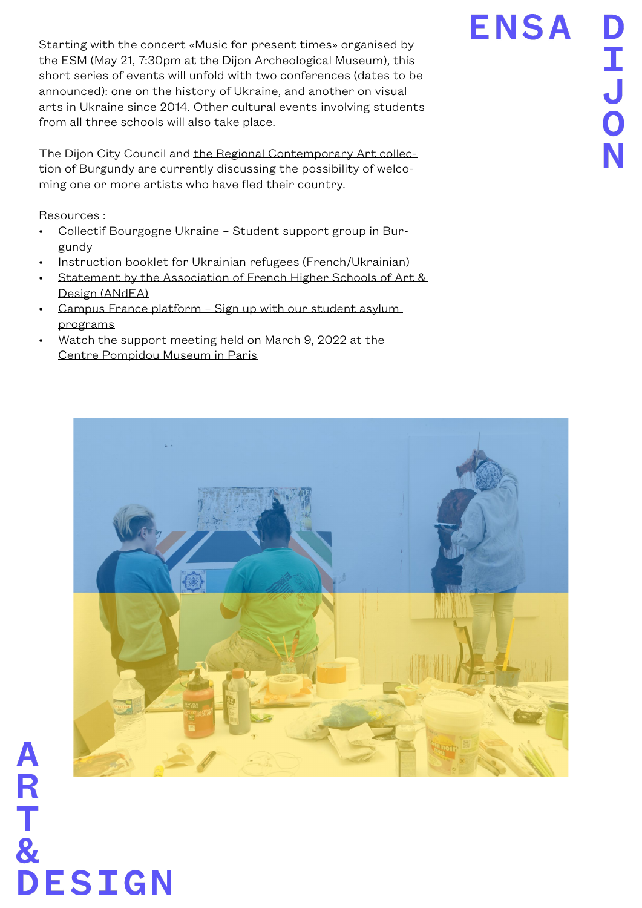Starting with the concert «Music for present times» organised by the ESM (May 21, 7:30pm at the Dijon Archeological Museum), this short series of events will unfold with two conferences (dates to be announced): one on the history of Ukraine, and another on visual arts in Ukraine since 2014. Other cultural events involving students from all three schools will also take place.

The Dijon City Council and the Regional Contemporary Art collection of Burgundy are currently discussing the possibility of welcoming one or more artists who have fled their country.

Resources :

- Collectif Bourgogne Ukraine – Student support group in Burgundy
- Instruction booklet for Ukrainian refugees (French/Ukrainian)
- Statement by the Association of French Higher Schools of Art & Design (ANdEA)
- Campus France platform – Sign up with our student asylum programs
- Watch the support meeting held on March 9, 2022 at the Centre Pompidou Museum in Paris